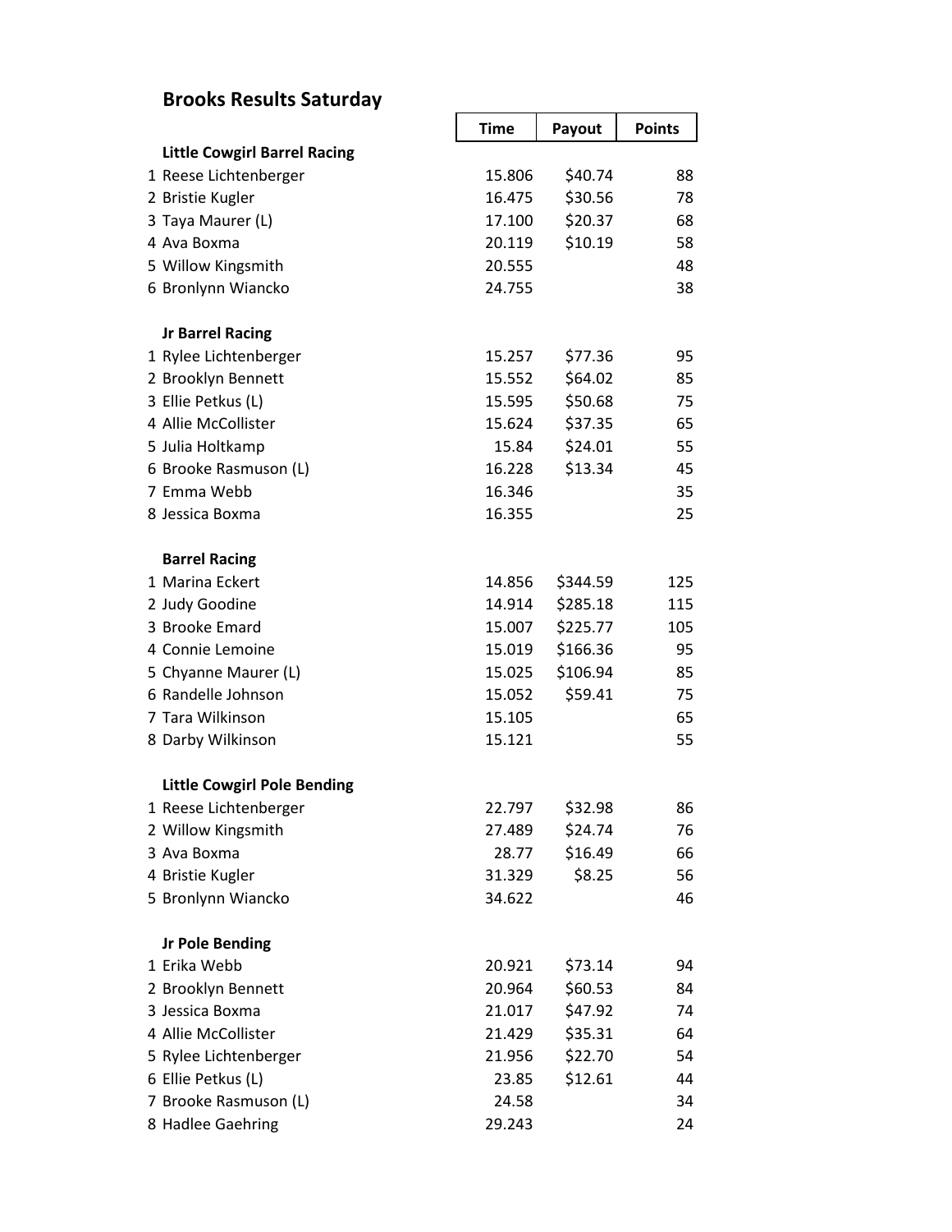# Brooks Results Saturday

| | Time | Payout | Points |
|---|---|---|---|
| **Little Cowgirl Barrel Racing** | | | |
| 1 Reese Lichtenberger | 15.806 | $40.74 | 88 |
| 2 Bristie Kugler | 16.475 | $30.56 | 78 |
| 3 Taya Maurer (L) | 17.100 | $20.37 | 68 |
| 4 Ava Boxma | 20.119 | $10.19 | 58 |
| 5 Willow Kingsmith | 20.555 | | 48 |
| 6 Bronlynn Wiancko | 24.755 | | 38 |
| | | | |
| **Jr Barrel Racing** | | | |
| 1 Rylee Lichtenberger | 15.257 | $77.36 | 95 |
| 2 Brooklyn Bennett | 15.552 | $64.02 | 85 |
| 3 Ellie Petkus (L) | 15.595 | $50.68 | 75 |
| 4 Allie McCollister | 15.624 | $37.35 | 65 |
| 5 Julia Holtkamp | 15.84 | $24.01 | 55 |
| 6 Brooke Rasmuson (L) | 16.228 | $13.34 | 45 |
| 7 Emma Webb | 16.346 | | 35 |
| 8 Jessica Boxma | 16.355 | | 25 |
| | | | |
| **Barrel Racing** | | | |
| 1 Marina Eckert | 14.856 | $344.59 | 125 |
| 2 Judy Goodine | 14.914 | $285.18 | 115 |
| 3 Brooke Emard | 15.007 | $225.77 | 105 |
| 4 Connie Lemoine | 15.019 | $166.36 | 95 |
| 5 Chyanne Maurer (L) | 15.025 | $106.94 | 85 |
| 6 Randelle Johnson | 15.052 | $59.41 | 75 |
| 7 Tara Wilkinson | 15.105 | | 65 |
| 8 Darby Wilkinson | 15.121 | | 55 |
| | | | |
| **Little Cowgirl Pole Bending** | | | |
| 1 Reese Lichtenberger | 22.797 | $32.98 | 86 |
| 2 Willow Kingsmith | 27.489 | $24.74 | 76 |
| 3 Ava Boxma | 28.77 | $16.49 | 66 |
| 4 Bristie Kugler | 31.329 | $8.25 | 56 |
| 5 Bronlynn Wiancko | 34.622 | | 46 |
| | | | |
| **Jr Pole Bending** | | | |
| 1 Erika Webb | 20.921 | $73.14 | 94 |
| 2 Brooklyn Bennett | 20.964 | $60.53 | 84 |
| 3 Jessica Boxma | 21.017 | $47.92 | 74 |
| 4 Allie McCollister | 21.429 | $35.31 | 64 |
| 5 Rylee Lichtenberger | 21.956 | $22.70 | 54 |
| 6 Ellie Petkus (L) | 23.85 | $12.61 | 44 |
| 7 Brooke Rasmuson (L) | 24.58 | | 34 |
| 8 Hadlee Gaehring | 29.243 | | 24 |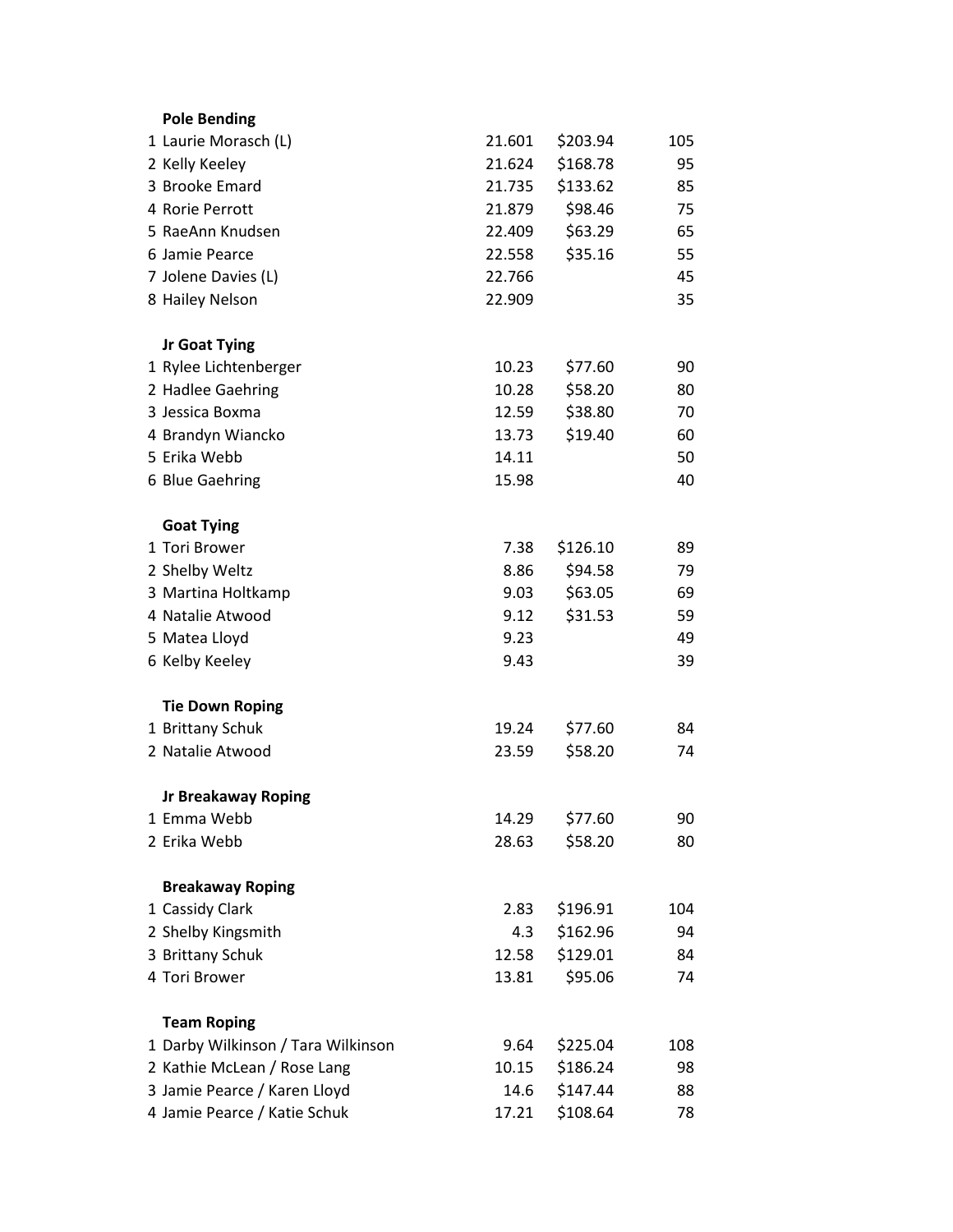**Pole Bending**

| Place | Name | Time | Payout | Points |
|---|---|---|---|---|
| 1 | Laurie Morasch (L) | 21.601 | $203.94 | 105 |
| 2 | Kelly Keeley | 21.624 | $168.78 | 95 |
| 3 | Brooke Emard | 21.735 | $133.62 | 85 |
| 4 | Rorie Perrott | 21.879 | $98.46 | 75 |
| 5 | RaeAnn Knudsen | 22.409 | $63.29 | 65 |
| 6 | Jamie Pearce | 22.558 | $35.16 | 55 |
| 7 | Jolene Davies (L) | 22.766 | | 45 |
| 8 | Hailey Nelson | 22.909 | | 35 |

**Jr Goat Tying**

| Place | Name | Time | Payout | Points |
|---|---|---|---|---|
| 1 | Rylee Lichtenberger | 10.23 | $77.60 | 90 |
| 2 | Hadlee Gaehring | 10.28 | $58.20 | 80 |
| 3 | Jessica Boxma | 12.59 | $38.80 | 70 |
| 4 | Brandyn Wiancko | 13.73 | $19.40 | 60 |
| 5 | Erika Webb | 14.11 | | 50 |
| 6 | Blue Gaehring | 15.98 | | 40 |

**Goat Tying**

| Place | Name | Time | Payout | Points |
|---|---|---|---|---|
| 1 | Tori Brower | 7.38 | $126.10 | 89 |
| 2 | Shelby Weltz | 8.86 | $94.58 | 79 |
| 3 | Martina Holtkamp | 9.03 | $63.05 | 69 |
| 4 | Natalie Atwood | 9.12 | $31.53 | 59 |
| 5 | Matea Lloyd | 9.23 | | 49 |
| 6 | Kelby Keeley | 9.43 | | 39 |

**Tie Down Roping**

| Place | Name | Time | Payout | Points |
|---|---|---|---|---|
| 1 | Brittany Schuk | 19.24 | $77.60 | 84 |
| 2 | Natalie Atwood | 23.59 | $58.20 | 74 |

**Jr Breakaway Roping**

| Place | Name | Time | Payout | Points |
|---|---|---|---|---|
| 1 | Emma Webb | 14.29 | $77.60 | 90 |
| 2 | Erika Webb | 28.63 | $58.20 | 80 |

**Breakaway Roping**

| Place | Name | Time | Payout | Points |
|---|---|---|---|---|
| 1 | Cassidy Clark | 2.83 | $196.91 | 104 |
| 2 | Shelby Kingsmith | 4.3 | $162.96 | 94 |
| 3 | Brittany Schuk | 12.58 | $129.01 | 84 |
| 4 | Tori Brower | 13.81 | $95.06 | 74 |

**Team Roping**

| Place | Name | Time | Payout | Points |
|---|---|---|---|---|
| 1 | Darby Wilkinson / Tara Wilkinson | 9.64 | $225.04 | 108 |
| 2 | Kathie McLean / Rose Lang | 10.15 | $186.24 | 98 |
| 3 | Jamie Pearce / Karen Lloyd | 14.6 | $147.44 | 88 |
| 4 | Jamie Pearce / Katie Schuk | 17.21 | $108.64 | 78 |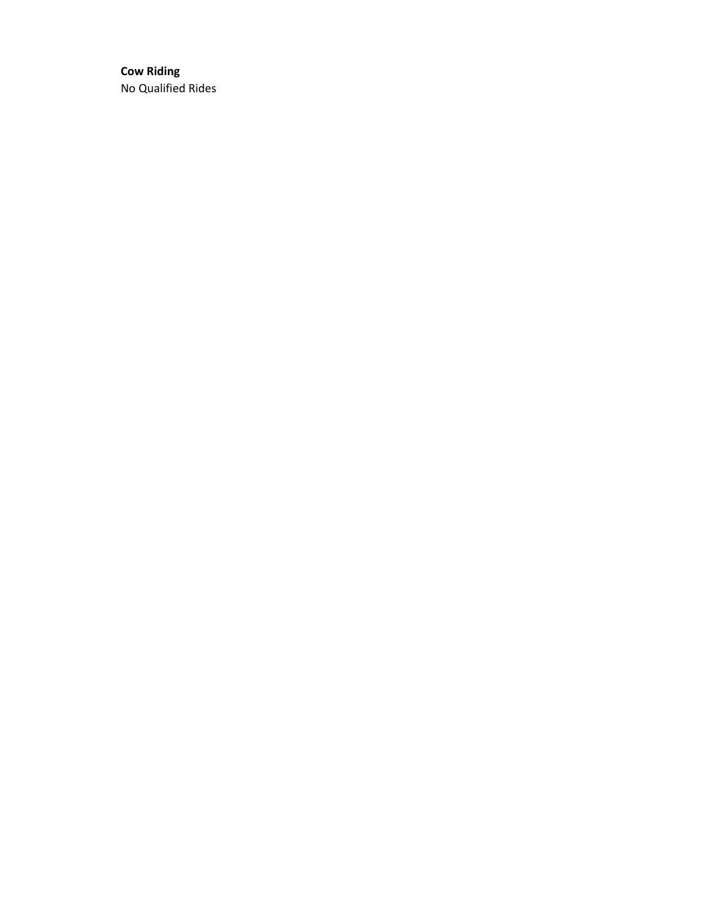**Cow Riding**
No Qualified Rides